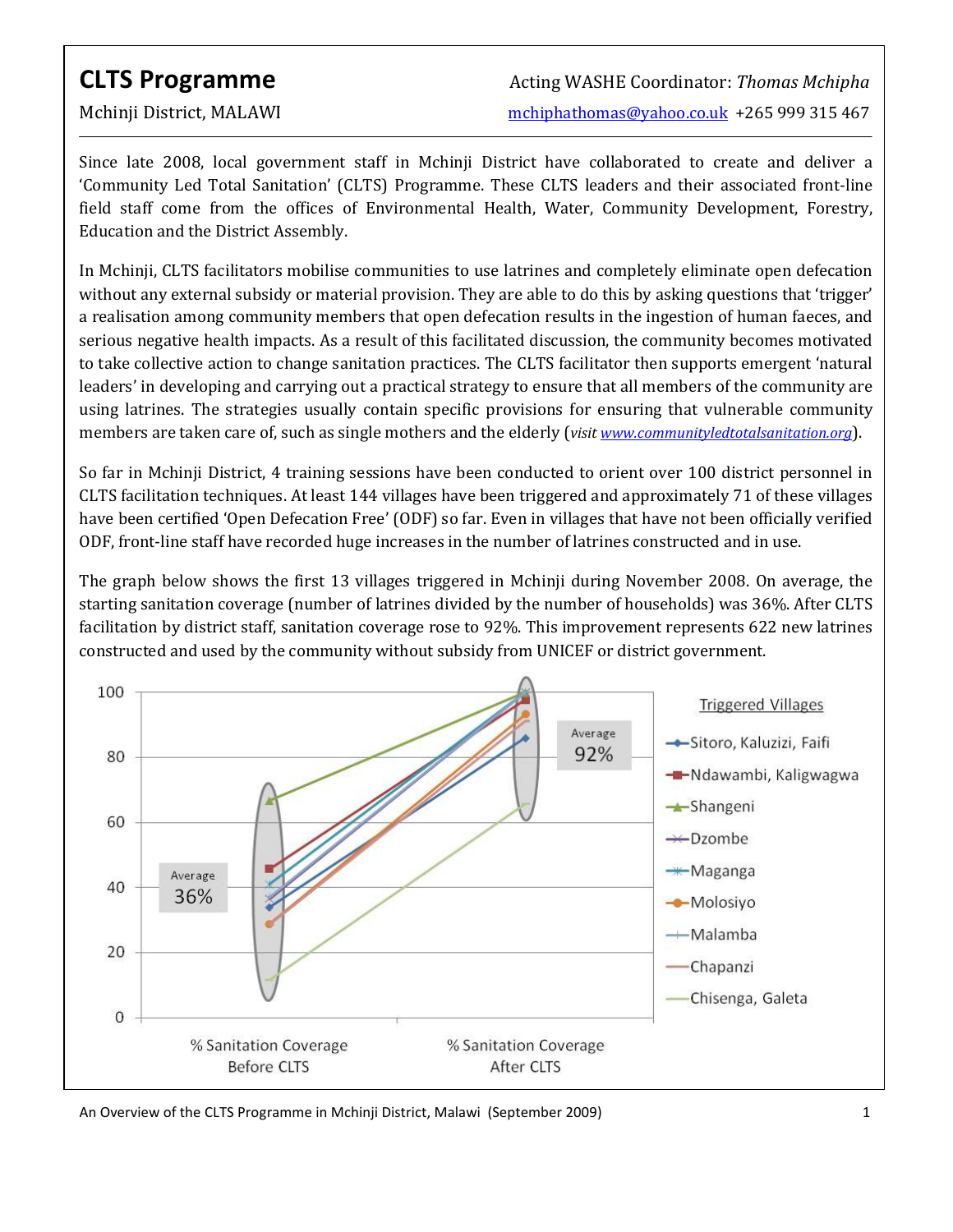# CLTS Programme

Mchinji District, MALAWI

Acting WASHE Coordinator: *Thomas Mchipha*

mchiphathomas@yahoo.co.uk +265 999 315 467

Since late 2008, local government staff in Mchinji District have collaborated to create and deliver a 'Community Led Total Sanitation' (CLTS) Programme. These CLTS leaders and their associated front-line field staff come from the offices of Environmental Health, Water, Community Development, Forestry, Education and the District Assembly.

In Mchinji, CLTS facilitators mobilise communities to use latrines and completely eliminate open defecation without any external subsidy or material provision. They are able to do this by asking questions that 'trigger' a realisation among community members that open defecation results in the ingestion of human faeces, and serious negative health impacts. As a result of this facilitated discussion, the community becomes motivated to take collective action to change sanitation practices. The CLTS facilitator then supports emergent 'natural leaders' in developing and carrying out a practical strategy to ensure that all members of the community are using latrines. The strategies usually contain specific provisions for ensuring that vulnerable community members are taken care of, such as single mothers and the elderly (*visit www.communityledtotalsanitation.org*).

So far in Mchinji District, 4 training sessions have been conducted to orient over 100 district personnel in CLTS facilitation techniques. At least 144 villages have been triggered and approximately 71 of these villages have been certified 'Open Defecation Free' (ODF) so far. Even in villages that have not been officially verified ODF, front-line staff have recorded huge increases in the number of latrines constructed and in use.

The graph below shows the first 13 villages triggered in Mchinji during November 2008. On average, the starting sanitation coverage (number of latrines divided by the number of households) was 36%. After CLTS facilitation by district staff, sanitation coverage rose to 92%. This improvement represents 622 new latrines constructed and used by the community without subsidy from UNICEF or district government.

Triggered Villages: Sitoro, Kaluzizi, Faifi; Ndawambi, Kaligwagwa; Shangeni; Dzombe; Maganga; Molosiyo; Malamba; Chapanzi; Chisenga, Galeta

Average 36% — % Sanitation Coverage Before CLTS

Average 92% — % Sanitation Coverage After CLTS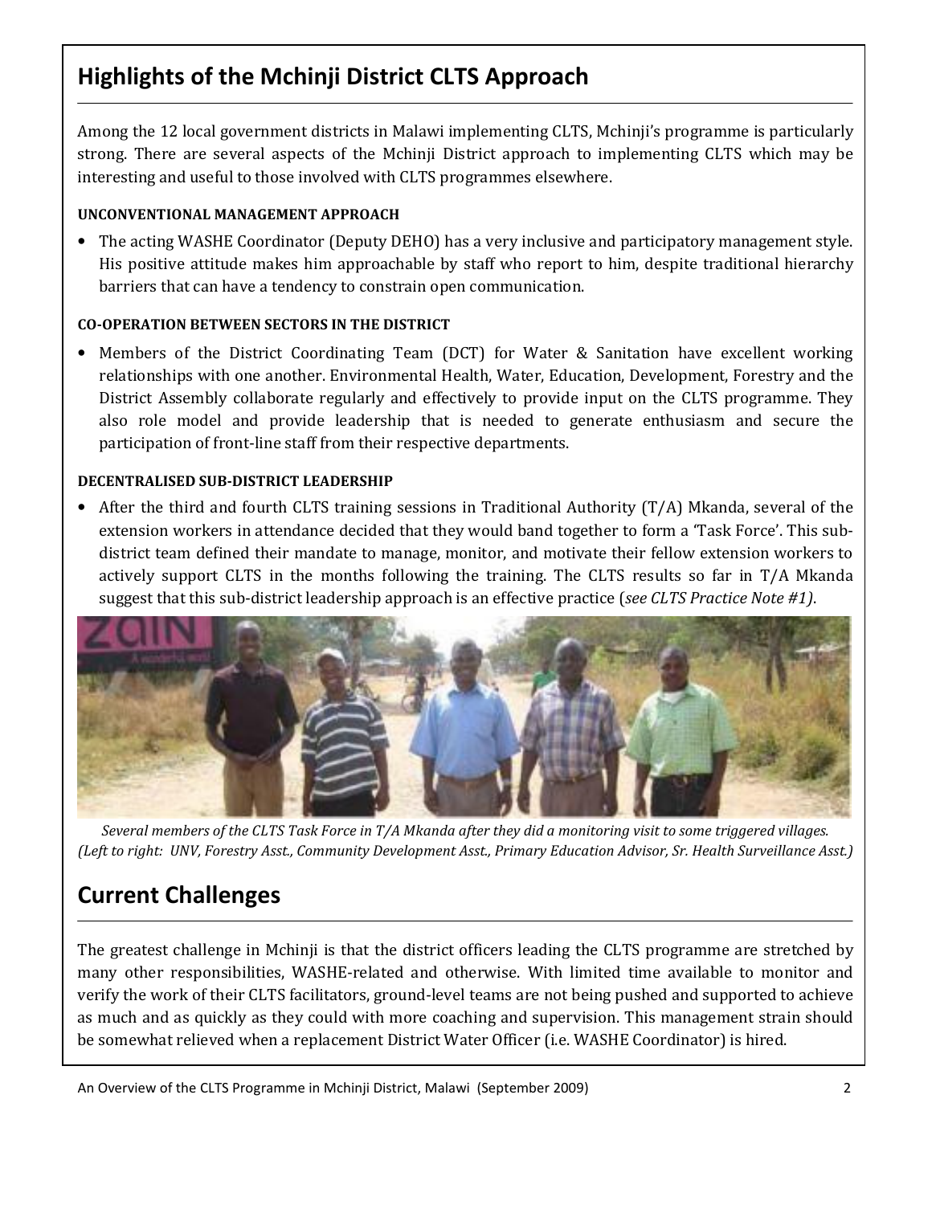## Highlights of the Mchinji District CLTS Approach

Among the 12 local government districts in Malawi implementing CLTS, Mchinji's programme is particularly strong. There are several aspects of the Mchinji District approach to implementing CLTS which may be interesting and useful to those involved with CLTS programmes elsewhere.

**UNCONVENTIONAL MANAGEMENT APPROACH**

- The acting WASHE Coordinator (Deputy DEHO) has a very inclusive and participatory management style. His positive attitude makes him approachable by staff who report to him, despite traditional hierarchy barriers that can have a tendency to constrain open communication.

**CO-OPERATION BETWEEN SECTORS IN THE DISTRICT**

- Members of the District Coordinating Team (DCT) for Water & Sanitation have excellent working relationships with one another. Environmental Health, Water, Education, Development, Forestry and the District Assembly collaborate regularly and effectively to provide input on the CLTS programme. They also role model and provide leadership that is needed to generate enthusiasm and secure the participation of front-line staff from their respective departments.

**DECENTRALISED SUB-DISTRICT LEADERSHIP**

- After the third and fourth CLTS training sessions in Traditional Authority (T/A) Mkanda, several of the extension workers in attendance decided that they would band together to form a 'Task Force'. This sub-district team defined their mandate to manage, monitor, and motivate their fellow extension workers to actively support CLTS in the months following the training. The CLTS results so far in T/A Mkanda suggest that this sub-district leadership approach is an effective practice (*see CLTS Practice Note #1)*.

*Several members of the CLTS Task Force in T/A Mkanda after they did a monitoring visit to some triggered villages. (Left to right: UNV, Forestry Asst., Community Development Asst., Primary Education Advisor, Sr. Health Surveillance Asst.)*

## Current Challenges

The greatest challenge in Mchinji is that the district officers leading the CLTS programme are stretched by many other responsibilities, WASHE-related and otherwise. With limited time available to monitor and verify the work of their CLTS facilitators, ground-level teams are not being pushed and supported to achieve as much and as quickly as they could with more coaching and supervision. This management strain should be somewhat relieved when a replacement District Water Officer (i.e. WASHE Coordinator) is hired.